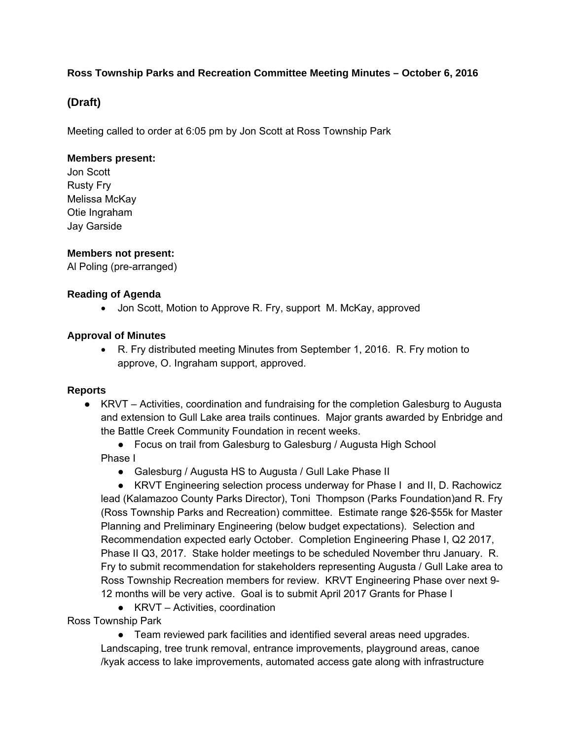**Ross Township Parks and Recreation Committee Meeting Minutes – October 6, 2016**

## (Draft)

Meeting called to order at 6:05 pm by Jon Scott at Ross Township Park

**Members present:**
Jon Scott
Rusty Fry
Melissa McKay
Otie Ingraham
Jay Garside

**Members not present:**
Al Poling (pre-arranged)

**Reading of Agenda**

- Jon Scott, Motion to Approve R. Fry, support M. McKay, approved

**Approval of Minutes**

- R. Fry distributed meeting Minutes from September 1, 2016. R. Fry motion to approve, O. Ingraham support, approved.

**Reports**

- KRVT – Activities, coordination and fundraising for the completion Galesburg to Augusta and extension to Gull Lake area trails continues. Major grants awarded by Enbridge and the Battle Creek Community Foundation in recent weeks.
  - Focus on trail from Galesburg to Galesburg / Augusta High School

  Phase I

  - Galesburg / Augusta HS to Augusta / Gull Lake Phase II
  - KRVT Engineering selection process underway for Phase I and II, D. Rachowicz lead (Kalamazoo County Parks Director), Toni Thompson (Parks Foundation)and R. Fry (Ross Township Parks and Recreation) committee. Estimate range $26-$55k for Master Planning and Preliminary Engineering (below budget expectations). Selection and Recommendation expected early October. Completion Engineering Phase I, Q2 2017, Phase II Q3, 2017. Stake holder meetings to be scheduled November thru January. R. Fry to submit recommendation for stakeholders representing Augusta / Gull Lake area to Ross Township Recreation members for review. KRVT Engineering Phase over next 9-12 months will be very active. Goal is to submit April 2017 Grants for Phase I
  - KRVT – Activities, coordination

Ross Township Park

- Team reviewed park facilities and identified several areas need upgrades. Landscaping, tree trunk removal, entrance improvements, playground areas, canoe /kyak access to lake improvements, automated access gate along with infrastructure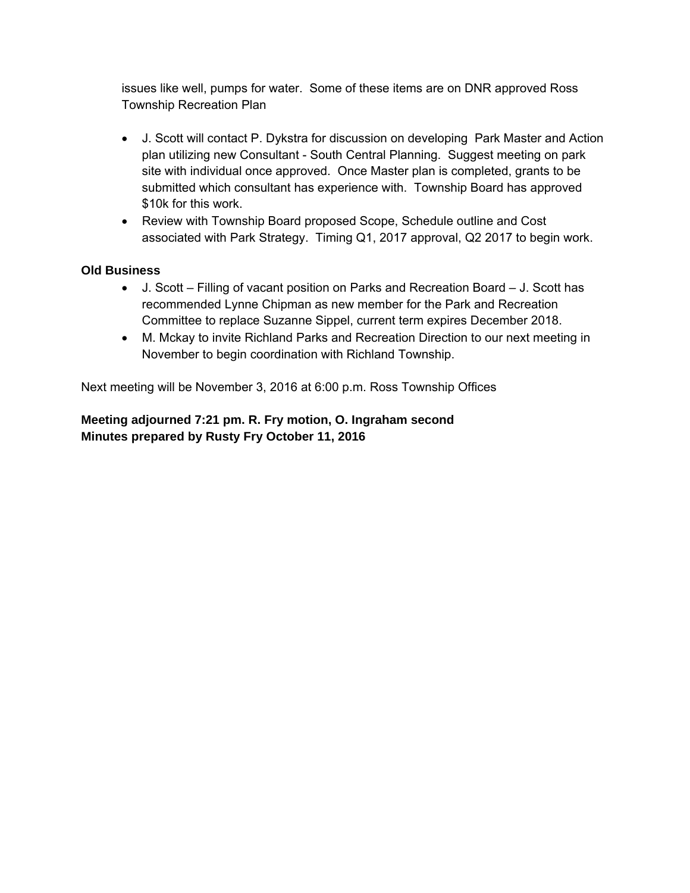issues like well, pumps for water. Some of these items are on DNR approved Ross Township Recreation Plan

- J. Scott will contact P. Dykstra for discussion on developing Park Master and Action plan utilizing new Consultant - South Central Planning. Suggest meeting on park site with individual once approved. Once Master plan is completed, grants to be submitted which consultant has experience with. Township Board has approved $10k for this work.
- Review with Township Board proposed Scope, Schedule outline and Cost associated with Park Strategy. Timing Q1, 2017 approval, Q2 2017 to begin work.

**Old Business**

- J. Scott – Filling of vacant position on Parks and Recreation Board – J. Scott has recommended Lynne Chipman as new member for the Park and Recreation Committee to replace Suzanne Sippel, current term expires December 2018.
- M. Mckay to invite Richland Parks and Recreation Direction to our next meeting in November to begin coordination with Richland Township.

Next meeting will be November 3, 2016 at 6:00 p.m. Ross Township Offices

**Meeting adjourned 7:21 pm. R. Fry motion, O. Ingraham second**
**Minutes prepared by Rusty Fry October 11, 2016**